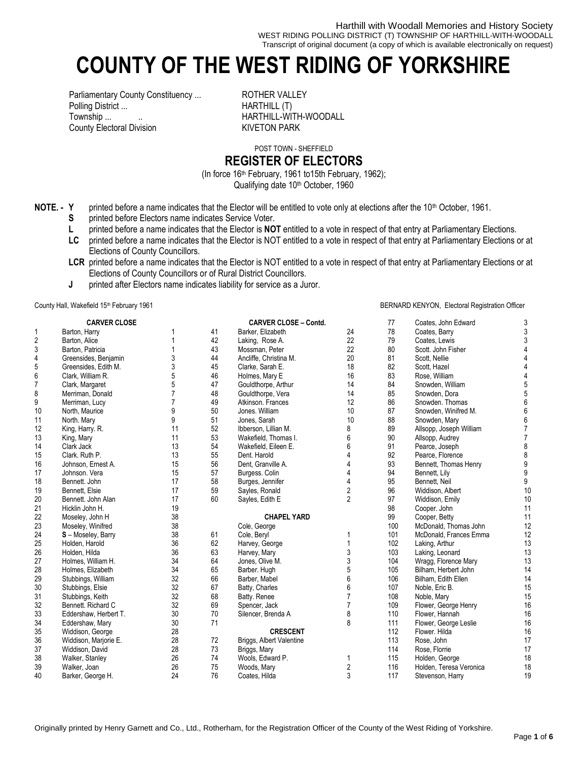Harthill with Woodall Memories and History Society
WEST RIDING POLLING DISTRICT (T) TOWNSHIP OF HARTHILL-WITH-WOODALL
Transcript of original document (a copy of which is available electronically on request)

# COUNTY OF THE WEST RIDING OF YORKSHIRE

| | |
|---|---|
| Parliamentary County Constituency ... | ROTHER VALLEY |
| Polling District ... | HARTHILL (T) |
| Township ... .. | HARTHILL-WITH-WOODALL |
| County Electoral Division | KIVETON PARK |

POST TOWN - SHEFFIELD

## REGISTER OF ELECTORS

(In force 16th February, 1961 to15th February, 1962);
Qualifying date 10th October, 1960

**NOTE. -**
- **Y** printed before a name indicates that the Elector will be entitled to vote only at elections after the 10th October, 1961.
- **S** printed before Electors name indicates Service Voter.
- **L** printed before a name indicates that the Elector is **NOT** entitled to a vote in respect of that entry at Parliamentary Elections.
- **LC** printed before a name indicates that the Elector is NOT entitled to a vote in respect of that entry at Parliamentary Elections or at Elections of County Councillors.
- **LCR** printed before a name indicates that the Elector is NOT entitled to a vote in respect of that entry at Parliamentary Elections or at Elections of County Councillors or of Rural District Councillors.
- **J** printed after Electors name indicates liability for service as a Juror.

County Hall, Wakefield 15th February 1961 — BERNARD KENYON, Electoral Registration Officer

**CARVER CLOSE**

| No. | Name | House |
|---|---|---|
| 1 | Barton, Harry | 1 |
| 2 | Barton, Alice | 1 |
| 3 | Barton, Patricia | 1 |
| 4 | Greensides, Benjamin | 3 |
| 5 | Greensides, Edith M. | 3 |
| 6 | Clark, William R. | 5 |
| 7 | Clark, Margaret | 5 |
| 8 | Merriman, Donald | 7 |
| 9 | Merriman, Lucy | 7 |
| 10 | North, Maurice | 9 |
| 11 | North. Mary | 9 |
| 12 | King, Harry. R. | 11 |
| 13 | King, Mary | 11 |
| 14 | Clark Jack | 13 |
| 15 | Clark. Ruth P. | 13 |
| 16 | Johnson, Ernest A. | 15 |
| 17 | Johnson. Vera | 15 |
| 18 | Bennett. John | 17 |
| 19 | Bennett, Elsie | 17 |
| 20 | Bennett. John Alan | 17 |
| 21 | Hicklin John H. | 19 |
| 22 | Moseley, John H | 38 |
| 23 | Moseley, Winifred | 38 |
| 24 | **S** – Moseley, Barry | 38 |
| 25 | Holden, Harold | 36 |
| 26 | Holden, Hilda | 36 |
| 27 | Holmes, William H. | 34 |
| 28 | Holmes, Elizabeth | 34 |
| 29 | Stubbings, William | 32 |
| 30 | Stubbings, Elsie | 32 |
| 31 | Stubbings, Keith | 32 |
| 32 | Bennett. Richard C | 32 |
| 33 | Eddershaw, Herbert T. | 30 |
| 34 | Eddershaw, Mary | 30 |
| 35 | Widdison, George | 28 |
| 36 | Widdison, Marjorie E. | 28 |
| 37 | Widdison, David | 28 |
| 38 | Walker, Stanley | 26 |
| 39 | Walker, Joan | 26 |
| 40 | Barker, George H. | 24 |

**CARVER CLOSE – Contd.**

| No. | Name | House |
|---|---|---|
| 41 | Barker, Elizabeth | 24 |
| 42 | Laking, Rose A. | 22 |
| 43 | Mossman, Peter | 22 |
| 44 | Ancliffe, Christina M. | 20 |
| 45 | Clarke, Sarah E. | 18 |
| 46 | Holmes, Mary E | 16 |
| 47 | Gouldthorpe, Arthur | 14 |
| 48 | Gouldthorpe, Vera | 14 |
| 49 | Atkinson. Frances | 12 |
| 50 | Jones. William | 10 |
| 51 | Jones, Sarah | 10 |
| 52 | Ibberson, Lillian M. | 8 |
| 53 | Wakefield, Thomas I. | 6 |
| 54 | Wakefield, Eileen E. | 6 |
| 55 | Dent. Harold | 4 |
| 56 | Dent, Granville A. | 4 |
| 57 | Burgess. Colin | 4 |
| 58 | Burges, Jennifer | 4 |
| 59 | Sayles, Ronald | 2 |
| 60 | Sayles, Edith E | 2 |

**CHAPEL YARD**

| No. | Name | House |
|---|---|---|
| | Cole, George | |
| 61 | Cole, Beryl | 1 |
| 62 | Harvey, George | 1 |
| 63 | Harvey, Mary | 3 |
| 64 | Jones, Olive M. | 3 |
| 65 | Barber. Hugh | 5 |
| 66 | Barber, Mabel | 6 |
| 67 | Batty, Charles | 6 |
| 68 | Batty. Renee | 7 |
| 69 | Spencer, Jack | 7 |
| 70 | Silencer, Brenda A | 8 |
| 71 | | 8 |

**CRESCENT**

| No. | Name | House |
|---|---|---|
| 72 | Briggs, Albert Valentine | |
| 73 | Briggs, Mary | |
| 74 | Wools, Edward P. | 1 |
| 75 | Woods, Mary | 2 |
| 76 | Coates, Hilda | 3 |
| 77 | Coates, John Edward | 3 |
| 78 | Coates, Barry | 3 |
| 79 | Coates, Lewis | 3 |
| 80 | Scott. John Fisher | 4 |
| 81 | Scott, Nellie | 4 |
| 82 | Scott, Hazel | 4 |
| 83 | Rose, William | 4 |
| 84 | Snowden, William | 5 |
| 85 | Snowden, Dora | 5 |
| 86 | Snowden. Thomas | 6 |
| 87 | Snowden, Winifred M. | 6 |
| 88 | Snowden, Mary | 6 |
| 89 | Allsopp, Joseph William | 7 |
| 90 | Allsopp, Audrey | 7 |
| 91 | Pearce, Joseph | 8 |
| 92 | Pearce, Florence | 8 |
| 93 | Bennett, Thomas Henry | 9 |
| 94 | Bennett, Lily | 9 |
| 95 | Bennett, Neil | 9 |
| 96 | Widdison, Albert | 10 |
| 97 | Widdison, Emily | 10 |
| 98 | Cooper. John | 11 |
| 99 | Cooper, Betty | 11 |
| 100 | McDonald, Thomas John | 12 |
| 101 | McDonald, Frances Emma | 12 |
| 102 | Laking, Arthur | 13 |
| 103 | Laking, Leonard | 13 |
| 104 | Wragg, Florence Mary | 13 |
| 105 | Bilham, Herbert John | 14 |
| 106 | Bilham, Edith Ellen | 14 |
| 107 | Noble, Eric B. | 15 |
| 108 | Noble, Mary | 15 |
| 109 | Flower, George Henry | 16 |
| 110 | Flower, Hannah | 16 |
| 111 | Flower, George Leslie | 16 |
| 112 | Flower. Hilda | 16 |
| 113 | Rose, John | 17 |
| 114 | Rose, Florrie | 17 |
| 115 | Holden, George | 18 |
| 116 | Holden, Teresa Veronica | 18 |
| 117 | Stevenson, Harry | 19 |

Originally printed by Henry Garnett and Co., Ltd., Rotherham, for the Registration Officer of the County of the West Riding of Yorkshire.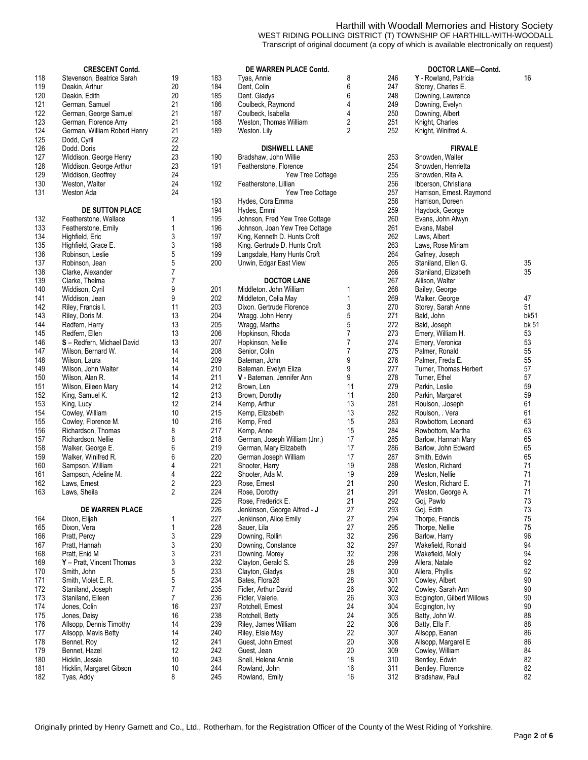Harthill with Woodall Memories and History Society
WEST RIDING POLLING DISTRICT (T) TOWNSHIP OF HARTHILL-WITH-WOODALL
Transcript of original document (a copy of which is available electronically on request)

### CRESCENT Contd.

| No. | Name | House |
|---|---|---|
| 118 | Stevenson, Beatrice Sarah | 19 |
| 119 | Deakin, Arthur | 20 |
| 120 | Deakin, Edith | 20 |
| 121 | German, Samuel | 21 |
| 122 | German, George Samuel | 21 |
| 123 | German, Florence Amy | 21 |
| 124 | German, William Robert Henry | 21 |
| 125 | Dodd, Cyril | 22 |
| 126 | Dodd. Doris | 22 |
| 127 | Widdison, George Henry | 23 |
| 128 | Widdison. George Arthur | 23 |
| 129 | Widdison, Geoffrey | 24 |
| 130 | Weston, Walter | 24 |
| 131 | Weston Ada | 24 |

### DE SUTTON PLACE

| No. | Name | House |
|---|---|---|
| 132 | Featherstone, Wallace | 1 |
| 133 | Featherstone, Emily | 1 |
| 134 | Highfield, Eric | 3 |
| 135 | Highfield, Grace E. | 3 |
| 136 | Robinson, Leslie | 5 |
| 137 | Robinson, Jean | 5 |
| 138 | Clarke, Alexander | 7 |
| 139 | Clarke, Thelma | 7 |
| 140 | Widdison, Cyril | 9 |
| 141 | Widdison, Jean | 9 |
| 142 | Riley, Francis I. | 11 |
| 143 | Riley, Doris M. | 13 |
| 144 | Redfern, Harry | 13 |
| 145 | Redfern, Ellen | 13 |
| 146 | **S** – Redfern, Michael David | 13 |
| 147 | Wilson, Bernard W. | 14 |
| 148 | Wilson, Laura | 14 |
| 149 | Wilson, John Walter | 14 |
| 150 | Wilson, Alan R. | 14 |
| 151 | Wilson, Eileen Mary | 14 |
| 152 | King, Samuel K. | 12 |
| 153 | King, Lucy | 12 |
| 154 | Cowley, William | 10 |
| 155 | Cowley, Florence M. | 10 |
| 156 | Richardson, Thomas | 8 |
| 157 | Richardson, Nellie | 8 |
| 158 | Walker, George E. | 6 |
| 159 | Walker, Winifred R. | 6 |
| 160 | Sampson. William | 4 |
| 161 | Sampson, Adeline M. | 4 |
| 162 | Laws, Ernest | 2 |
| 163 | Laws, Sheila | 2 |

### DE WARREN PLACE

| No. | Name | House |
|---|---|---|
| 164 | Dixon, Elijah | 1 |
| 165 | Dixon, Vera | 1 |
| 166 | Pratt, Percy | 3 |
| 167 | Pratt, Hannah | 3 |
| 168 | Pratt, Enid M | 3 |
| 169 | **Y** – Pratt, Vincent Thomas | 3 |
| 170 | Smith, John | 5 |
| 171 | Smith, Violet E. R. | 5 |
| 172 | Staniland, Joseph | 7 |
| 173 | Staniland, Eileen | 7 |
| 174 | Jones, Colin | 16 |
| 175 | Jones, Daisy | 16 |
| 176 | Allsopp, Dennis Timothy | 14 |
| 177 | Allsopp, Mavis Betty | 14 |
| 178 | Bennet, Roy | 12 |
| 179 | Bennet, Hazel | 12 |
| 180 | Hicklin, Jessie | 10 |
| 181 | Hicklin, Margaret Gibson | 10 |
| 182 | Tyas, Addy | 8 |

### DE WARREN PLACE Contd.

| No. | Name | House |
|---|---|---|
| 183 | Tyas, Annie | 8 |
| 184 | Dent, Colin | 6 |
| 185 | Dent. Gladys | 6 |
| 186 | Coulbeck, Raymond | 4 |
| 187 | Coulbeck, Isabella | 4 |
| 188 | Weston, Thomas William | 2 |
| 189 | Weston. Lily | 2 |

### DISHWELL LANE

| No. | Name | House |
|---|---|---|
| 190 | Bradshaw, John Willie | |
| 191 | Featherstone, Florence Yew Tree Cottage | |
| 192 | Featherstone, Lillian Yew Tree Cottage | |
| 193 | Hydes, Cora Emma | |
| 194 | Hydes, Emmi | |
| 195 | Johnson, Fred Yew Tree Cottage | |
| 196 | Johnson, Joan Yew Tree Cottage | |
| 197 | King, Kenneth D. Hunts Croft | |
| 198 | King. Gertrude D. Hunts Croft | |
| 199 | Langsdale, Harry Hunts Croft | |
| 200 | Unwin, Edgar East View | |

### DOCTOR LANE

| No. | Name | House |
|---|---|---|
| 201 | Middleton. John William | 1 |
| 202 | Middleton, Celia May | 1 |
| 203 | Dixon. Gertrude Florence | 3 |
| 204 | Wragg. John Henry | 5 |
| 205 | Wragg, Martha | 5 |
| 206 | Hopkinson, Rhoda | 7 |
| 207 | Hopkinson, Nellie | 7 |
| 208 | Senior, Colin | 7 |
| 209 | Bateman, John | 9 |
| 210 | Bateman. Evelyn Eliza | 9 |
| 211 | **V** - Bateman, Jennifer Ann | 9 |
| 212 | Brown, Len | 11 |
| 213 | Brown, Dorothy | 11 |
| 214 | Kemp, Arthur | 13 |
| 215 | Kemp, Elizabeth | 13 |
| 216 | Kemp, Fred | 15 |
| 217 | Kemp, Anne | 15 |
| 218 | German, Joseph William (Jnr.) | 17 |
| 219 | German, Mary Elizabeth | 17 |
| 220 | German Joseph William | 17 |
| 221 | Shooter, Harry | 19 |
| 222 | Shooter, Ada M. | 19 |
| 223 | Rose, Ernest | 21 |
| 224 | Rose, Dorothy | 21 |
| 225 | Rose, Frederick E. | 21 |
| 226 | Jenkinson, George Alfred - **J** | 27 |
| 227 | Jenkinson, Alice Emily | 27 |
| 228 | Sauer, Lila | 27 |
| 229 | Downing, Rollin | 32 |
| 230 | Downing, Constance | 32 |
| 231 | Downing. Morey | 32 |
| 232 | Clayton, Gerald S. | 28 |
| 233 | Clayton, Gladys | 28 |
| 234 | Bates, Flora28 | 28 |
| 235 | Fidler, Arthur David | 26 |
| 236 | Fidler, Valerie. | 26 |
| 237 | Rotchell, Ernest | 24 |
| 238 | Rotchell, Betty | 24 |
| 239 | Riley, James William | 22 |
| 240 | Riley, Elsie May | 22 |
| 241 | Guest, John Ernest | 20 |
| 242 | Guest, Jean | 20 |
| 243 | Snell, Helena Annie | 18 |
| 244 | Rowland, John | 16 |
| 245 | Rowland, Emily | 16 |

### DOCTOR LANE—Contd.

| No. | Name | House |
|---|---|---|
| 246 | **Y** - Rowland, Patricia | 16 |
| 247 | Storey, Charles E. | |
| 248 | Downing, Lawrence | |
| 249 | Downing, Evelyn | |
| 250 | Downing, Albert | |
| 251 | Knight, Charles | |
| 252 | Knight, Winifred A. | |

### FIRVALE

| No. | Name | House |
|---|---|---|
| 253 | Snowden, Walter | |
| 254 | Snowden, Henrietta | |
| 255 | Snowden, Rita A. | |
| 256 | Ibberson, Christiana | |
| 257 | Harrison, Ernest. Raymond | |
| 258 | Harrison, Doreen | |
| 259 | Haydock, George | |
| 260 | Evans, John Alwyn | |
| 261 | Evans, Mabel | |
| 262 | Laws, Albert | |
| 263 | Laws, Rose Miriam | |
| 264 | Gafney, Joseph | |
| 265 | Staniland, Ellen G. | 35 |
| 266 | Staniland, Elizabeth | 35 |
| 267 | Allison, Walter | |
| 268 | Bailey, George | |
| 269 | Walker. George | 47 |
| 270 | Storey, Sarah Anne | 51 |
| 271 | Bald, John | bk51 |
| 272 | Bald, Joseph | bk 51 |
| 273 | Emery, William H. | 53 |
| 274 | Emery, Veronica | 53 |
| 275 | Palmer, Ronald | 55 |
| 276 | Palmer, Freda E. | 55 |
| 277 | Turner, Thomas Herbert | 57 |
| 278 | Turner, Ethel | 57 |
| 279 | Parkin, Leslie | 59 |
| 280 | Parkin, Margaret | 59 |
| 281 | Roulson, .Joseph | 61 |
| 282 | Roulson, . Vera | 61 |
| 283 | Rowbottom, Leonard | 63 |
| 284 | Rowbottom, Martha | 63 |
| 285 | Barlow, Hannah Mary | 65 |
| 286 | Barlow, John Edward | 65 |
| 287 | Smith, Edwin | 65 |
| 288 | Weston, Richard | 71 |
| 289 | Weston, Nellie | 71 |
| 290 | Weston, Richard E. | 71 |
| 291 | Weston, George A. | 71 |
| 292 | Goj, Pawlo | 73 |
| 293 | Goj, Edith | 73 |
| 294 | Thorpe, Francis | 75 |
| 295 | Thorpe, Nellie | 75 |
| 296 | Barlow, Harry | 96 |
| 297 | Wakefield, Ronald | 94 |
| 298 | Wakefield, Molly | 94 |
| 299 | Allera, Natale | 92 |
| 300 | Allera, Phyllis | 92 |
| 301 | Cowley, Albert | 90 |
| 302 | Cowley. Sarah Ann | 90 |
| 303 | Edgington, Gilbert Willows | 90 |
| 304 | Edgington, Ivy | 90 |
| 305 | Batty, John W. | 88 |
| 306 | Batty, Ella F. | 88 |
| 307 | Allsopp, Eanan | 86 |
| 308 | Allsopp, Margaret E | 86 |
| 309 | Cowley, William | 84 |
| 310 | Bentley, Edwin | 82 |
| 311 | Bentley. Florence | 82 |
| 312 | Bradshaw, Paul | 82 |

Originally printed by Henry Garnett and Co., Ltd., Rotherham, for the Registration Officer of the County of the West Riding of Yorkshire.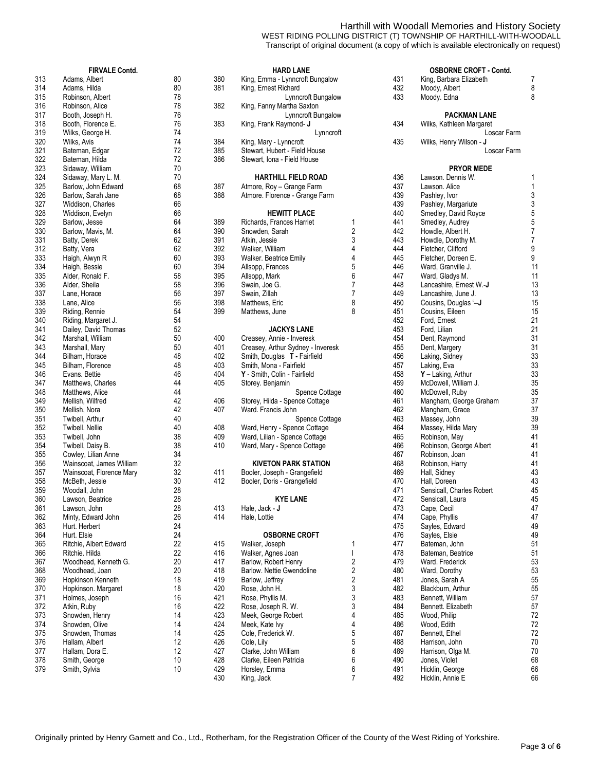Harthill with Woodall Memories and History Society

WEST RIDING POLLING DISTRICT (T) TOWNSHIP OF HARTHILL-WITH-WOODALL

Transcript of original document (a copy of which is available electronically on request)

### FIRVALE Contd.

| | | |
|---|---|---|
| 313 | Adams, Albert | 80 |
| 314 | Adams, Hilda | 80 |
| 315 | Robinson, Albert | 78 |
| 316 | Robinson, Alice | 78 |
| 317 | Booth, Joseph H. | 76 |
| 318 | Booth, Florence E. | 76 |
| 319 | Wilks, George H. | 74 |
| 320 | Wilks, Avis | 74 |
| 321 | Bateman, Edgar | 72 |
| 322 | Bateman, Hilda | 72 |
| 323 | Sidaway, William | 70 |
| 324 | Sidaway, Mary L. M. | 70 |
| 325 | Barlow, John Edward | 68 |
| 326 | Barlow, Sarah Jane | 68 |
| 327 | Widdison, Charles | 66 |
| 328 | Widdison, Evelyn | 66 |
| 329 | Barlow, Jesse | 64 |
| 330 | Barlow, Mavis, M. | 64 |
| 331 | Batty, Derek | 62 |
| 312 | Batty, Vera | 62 |
| 333 | Haigh, Alwyn R | 60 |
| 334 | Haigh, Bessie | 60 |
| 335 | Alder, Ronald F. | 58 |
| 336 | Alder, Sheila | 58 |
| 337 | Lane, Horace | 56 |
| 338 | Lane, Alice | 56 |
| 339 | Riding, Rennie | 54 |
| 340 | Riding, Margaret J. | 54 |
| 341 | Dailey, David Thomas | 52 |
| 342 | Marshall, William | 50 |
| 343 | Marshall, Mary | 50 |
| 344 | Bilham, Horace | 48 |
| 345 | Bilham, Florence | 48 |
| 346 | Evans. Bettie | 46 |
| 347 | Matthews, Charles | 44 |
| 348 | Matthews, Alice | 44 |
| 349 | Mellish, Wilfred | 42 |
| 350 | Mellish, Nora | 42 |
| 351 | Twibell, Arthur | 40 |
| 352 | Twibell. Nellie | 40 |
| 353 | Twibell, John | 38 |
| 354 | Twibell, Daisy B. | 38 |
| 355 | Cowley, Lilian Anne | 34 |
| 356 | Wainscoat, James William | 32 |
| 357 | Wainscoat, Florence Mary | 32 |
| 358 | McBeth, Jessie | 30 |
| 359 | Woodall, John | 28 |
| 360 | Lawson, Beatrice | 28 |
| 361 | Lawson, John | 28 |
| 362 | Minty, Edward John | 26 |
| 363 | Hurt. Herbert | 24 |
| 364 | Hurt. Elsie | 24 |
| 365 | Ritchie, Albert Edward | 22 |
| 366 | Ritchie. Hilda | 22 |
| 367 | Woodhead, Kenneth G. | 20 |
| 368 | Woodhead, Joan | 20 |
| 369 | Hopkinson Kenneth | 18 |
| 370 | Hopkinson. Margaret | 18 |
| 371 | Holmes, Joseph | 16 |
| 372 | Atkin, Ruby | 16 |
| 373 | Snowden, Henry | 14 |
| 374 | Snowden, Olive | 14 |
| 375 | Snowden, Thomas | 14 |
| 376 | Hallam, Albert | 12 |
| 377 | Hallam, Dora E. | 12 |
| 378 | Smith, George | 10 |
| 379 | Smith, Sylvia | 10 |

### HARD LANE

| | | |
|---|---|---|
| 380 | King, Emma - Lynncroft Bungalow | |
| 381 | King, Ernest Richard Lynncroft Bungalow | |
| 382 | King, Fanny Martha Saxton Lynncroft Bungalow | |
| 383 | King, Frank Raymond- **J** Lynncroft | |
| 384 | King, Mary - Lynncroft | |
| 385 | Stewart, Hubert - Field House | |
| 386 | Stewart, Iona - Field House | |

### HARTHILL FIELD ROAD

| | | |
|---|---|---|
| 387 | Atmore, Roy – Grange Farm | |
| 388 | Atmore. Florence - Grange Farm | |

### HEWITT PLACE

| | | |
|---|---|---|
| 389 | Richards, Frances Harriet | 1 |
| 390 | Snowden, Sarah | 2 |
| 391 | Atkin, Jessie | 3 |
| 392 | Walker, William | 4 |
| 393 | Walker. Beatrice Emily | 4 |
| 394 | Allsopp, Frances | 5 |
| 395 | Allsopp, Mark | 6 |
| 396 | Swain, Joe G. | 7 |
| 397 | Swain, Zillah | 7 |
| 398 | Matthews, Eric | 8 |
| 399 | Matthews, June | 8 |

### JACKYS LANE

| | | |
|---|---|---|
| 400 | Creasey, Annie - Inveresk | |
| 401 | Creasey, Arthur Sydney - Inveresk | |
| 402 | Smith, Douglas **T -** Fairfield | |
| 403 | Smith, Mona - Fairfield | |
| 404 | **Y** - Smith, Colin - Fairfield | |
| 405 | Storey. Benjamin Spence Cottage | |
| 406 | Storey, Hilda - Spence Cottage | |
| 407 | Ward. Francis John Spence Cottage | |
| 408 | Ward, Henry - Spence Cottage | |
| 409 | Ward, Lilian - Spence Cottage | |
| 410 | Ward, Mary - Spence Cottage | |

### KIVETON PARK STATION

| | | |
|---|---|---|
| 411 | Booler, Joseph - Grangefield | |
| 412 | Booler, Doris - Grangefield | |

### KYE LANE

| | | |
|---|---|---|
| 413 | Hale, Jack - **J** | |
| 414 | Hale, Lottie | |

### OSBORNE CROFT

| | | |
|---|---|---|
| 415 | Walker, Joseph | 1 |
| 416 | Walker, Agnes Joan | l |
| 417 | Barlow, Robert Henry | 2 |
| 418 | Barlow. Nettie Gwendoline | 2 |
| 419 | Barlow, Jeffrey | 2 |
| 420 | Rose, John H. | 3 |
| 421 | Rose, Phyllis M. | 3 |
| 422 | Rose, Joseph R. W. | 3 |
| 423 | Meek, George Robert | 4 |
| 424 | Meek, Kate Ivy | 4 |
| 425 | Cole, Frederick W. | 5 |
| 426 | Cole, Lily | 5 |
| 427 | Clarke, John William | 6 |
| 428 | Clarke, Eileen Patricia | 6 |
| 429 | Horsley, Emma | 6 |
| 430 | King, Jack | 7 |

### OSBORNE CROFT - Contd.

| | | |
|---|---|---|
| 431 | King, Barbara Elizabeth | 7 |
| 432 | Moody, Albert | 8 |
| 433 | Moody. Edna | 8 |

### PACKMAN LANE

| | | |
|---|---|---|
| 434 | Wilks, Kathleen Margaret Loscar Farm | |
| 435 | Wilks, Henry Wilson - **J** Loscar Farm | |

### PRYOR MEDE

| | | |
|---|---|---|
| 436 | Lawson. Dennis W. | 1 |
| 437 | Lawson. Alice | 1 |
| 439 | Pashley, Ivor | 3 |
| 439 | Pashley, Margariute | 3 |
| 440 | Smedley, David Royce | 5 |
| 441 | Smedley, Audrey | 5 |
| 442 | Howdle, Albert H. | 7 |
| 443 | Howdle, Dorothy M. | 7 |
| 444 | Fletcher, Clifford | 9 |
| 445 | Fletcher, Doreen E. | 9 |
| 446 | Ward, Granville J. | 11 |
| 447 | Ward, Gladys M. | 11 |
| 448 | Lancashire, Ernest W.-**J** | 13 |
| 449 | Lancashire, June J. | 13 |
| 450 | Cousins, Douglas '--**J** | 15 |
| 451 | Cousins, Eileen | 15 |
| 452 | Ford, Ernest | 21 |
| 453 | Ford, Lilian | 21 |
| 454 | Dent, Raymond | 31 |
| 455 | Dent, Margery | 31 |
| 456 | Laking, Sidney | 33 |
| 457 | Laking, Eva | 33 |
| 458 | **Y –** Laking, Arthur | 33 |
| 459 | McDowell, William J. | 35 |
| 460 | McDowell, Ruby | 35 |
| 461 | Mangham, George Graham | 37 |
| 462 | Mangham, Grace | 37 |
| 463 | Massey, John | 39 |
| 464 | Massey, Hilda Mary | 39 |
| 465 | Robinson, May | 41 |
| 466 | Robinson, George Albert | 41 |
| 467 | Robinson, Joan | 41 |
| 468 | Robinson, Harry | 41 |
| 469 | Hall, Sidney | 43 |
| 470 | Hall, Doreen | 43 |
| 471 | Sensicall, Charles Robert | 45 |
| 472 | Sensicall, Laura | 45 |
| 473 | Cape, Cecil | 47 |
| 474 | Cape, Phyllis | 47 |
| 475 | Sayles, Edward | 49 |
| 476 | Sayles, Elsie | 49 |
| 477 | Bateman, John | 51 |
| 478 | Bateman, Beatrice | 51 |
| 479 | Ward. Frederick | 53 |
| 480 | Ward, Dorothy | 53 |
| 481 | Jones, Sarah A | 55 |
| 482 | Blackburn, Arthur | 55 |
| 483 | Bennett, William | 57 |
| 484 | Bennett. Elizabeth | 57 |
| 485 | Wood, Philip | 72 |
| 486 | Wood, Edith | 72 |
| 487 | Bennett, Ethel | 72 |
| 488 | Harrison, John | 70 |
| 489 | Harrison, Olga M. | 70 |
| 490 | Jones, Violet | 68 |
| 491 | Hicklin, George | 66 |
| 492 | Hicklin, Annie E | 66 |

Originally printed by Henry Garnett and Co., Ltd., Rotherham, for the Registration Officer of the County of the West Riding of Yorkshire.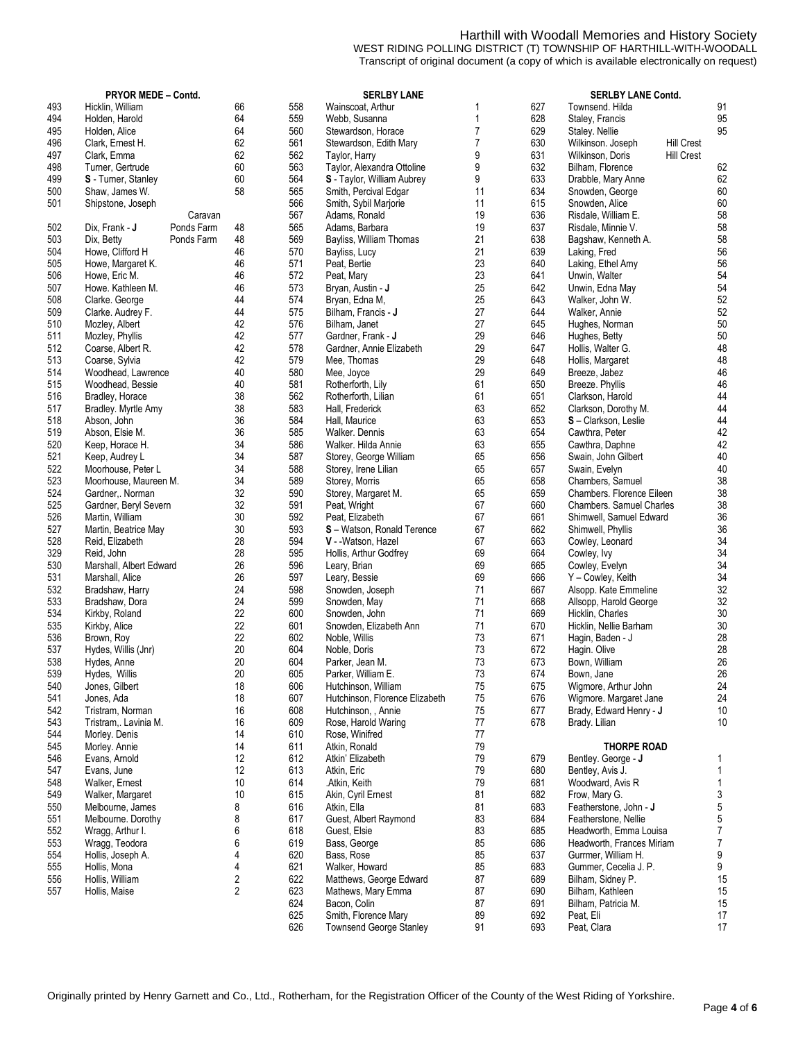Harthill with Woodall Memories and History Society
WEST RIDING POLLING DISTRICT (T) TOWNSHIP OF HARTHILL-WITH-WOODALL
Transcript of original document (a copy of which is available electronically on request)

### PRYOR MEDE – Contd.

| No. | Name | | House |
|---|---|---|---|
| 493 | Hicklin, William | | 66 |
| 494 | Holden, Harold | | 64 |
| 495 | Holden, Alice | | 64 |
| 496 | Clark, Ernest H. | | 62 |
| 497 | Clark, Emma | | 62 |
| 498 | Turner, Gertrude | | 60 |
| 499 | **S** - Turner, Stanley | | 60 |
| 500 | Shaw, James W. | | 58 |
| 501 | Shipstone, Joseph | | |
| | | Caravan | |
| 502 | Dix, Frank - **J** | Ponds Farm | 48 |
| 503 | Dix, Betty | Ponds Farm | 48 |
| 504 | Howe, Clifford H | | 46 |
| 505 | Howe, Margaret K. | | 46 |
| 506 | Howe, Eric M. | | 46 |
| 507 | Howe. Kathleen M. | | 46 |
| 508 | Clarke. George | | 44 |
| 509 | Clarke. Audrey F. | | 44 |
| 510 | Mozley, Albert | | 42 |
| 511 | Mozley, Phyllis | | 42 |
| 512 | Coarse, Albert R. | | 42 |
| 513 | Coarse, Sylvia | | 42 |
| 514 | Woodhead, Lawrence | | 40 |
| 515 | Woodhead, Bessie | | 40 |
| 516 | Bradley, Horace | | 38 |
| 517 | Bradley. Myrtle Amy | | 38 |
| 518 | Abson, John | | 36 |
| 519 | Abson, Elsie M. | | 36 |
| 520 | Keep, Horace H. | | 34 |
| 521 | Keep, Audrey L | | 34 |
| 522 | Moorhouse, Peter L | | 34 |
| 523 | Moorhouse, Maureen M. | | 34 |
| 524 | Gardner,. Norman | | 32 |
| 525 | Gardner, Beryl Severn | | 32 |
| 526 | Martin, William | | 30 |
| 527 | Martin, Beatrice May | | 30 |
| 528 | Reid, Elizabeth | | 28 |
| 329 | Reid, John | | 28 |
| 530 | Marshall, Albert Edward | | 26 |
| 531 | Marshall, Alice | | 26 |
| 532 | Bradshaw, Harry | | 24 |
| 533 | Bradshaw, Dora | | 24 |
| 534 | Kirkby, Roland | | 22 |
| 535 | Kirkby, Alice | | 22 |
| 536 | Brown, Roy | | 22 |
| 537 | Hydes, Willis (Jnr) | | 20 |
| 538 | Hydes, Anne | | 20 |
| 539 | Hydes, Willis | | 20 |
| 540 | Jones, Gilbert | | 18 |
| 541 | Jones, Ada | | 18 |
| 542 | Tristram, Norman | | 16 |
| 543 | Tristram,. Lavinia M. | | 16 |
| 544 | Morley. Denis | | 14 |
| 545 | Morley. Annie | | 14 |
| 546 | Evans, Arnold | | 12 |
| 547 | Evans, June | | 12 |
| 548 | Walker, Ernest | | 10 |
| 549 | Walker, Margaret | | 10 |
| 550 | Melbourne, James | | 8 |
| 551 | Melbourne. Dorothy | | 8 |
| 552 | Wragg, Arthur I. | | 6 |
| 553 | Wragg, Teodora | | 6 |
| 554 | Hollis, Joseph A. | | 4 |
| 555 | Hollis, Mona | | 4 |
| 556 | Hollis, William | | 2 |
| 557 | Hollis, Maise | | 2 |

### SERLBY LANE

| No. | Name | House |
|---|---|---|
| 558 | Wainscoat, Arthur | 1 |
| 559 | Webb, Susanna | 1 |
| 560 | Stewardson, Horace | 7 |
| 561 | Stewardson, Edith Mary | 7 |
| 562 | Taylor, Harry | 9 |
| 563 | Taylor, Alexandra Ottoline | 9 |
| 564 | **S** - Taylor, William Aubrey | 9 |
| 565 | Smith, Percival Edgar | 11 |
| 566 | Smith, Sybil Marjorie | 11 |
| 567 | Adams, Ronald | 19 |
| 565 | Adams, Barbara | 19 |
| 569 | Bayliss, William Thomas | 21 |
| 570 | Bayliss, Lucy | 21 |
| 571 | Peat, Bertie | 23 |
| 572 | Peat, Mary | 23 |
| 573 | Bryan, Austin - **J** | 25 |
| 574 | Bryan, Edna M, | 25 |
| 575 | Bilham, Francis - **J** | 27 |
| 576 | Bilham, Janet | 27 |
| 577 | Gardner, Frank - **J** | 29 |
| 578 | Gardner, Annie Elizabeth | 29 |
| 579 | Mee, Thomas | 29 |
| 580 | Mee, Joyce | 29 |
| 581 | Rotherforth, Lily | 61 |
| 562 | Rotherforth, Lilian | 61 |
| 583 | Hall, Frederick | 63 |
| 584 | Hall, Maurice | 63 |
| 585 | Walker. Dennis | 63 |
| 586 | Walker. Hilda Annie | 63 |
| 587 | Storey, George William | 65 |
| 588 | Storey, Irene Lilian | 65 |
| 589 | Storey, Morris | 65 |
| 590 | Storey, Margaret M. | 65 |
| 591 | Peat, Wright | 67 |
| 592 | Peat, Elizabeth | 67 |
| 593 | **S** – Watson, Ronald Terence | 67 |
| 594 | **V** - -Watson, Hazel | 67 |
| 595 | Hollis, Arthur Godfrey | 69 |
| 596 | Leary, Brian | 69 |
| 597 | Leary, Bessie | 69 |
| 598 | Snowden, Joseph | 71 |
| 599 | Snowden, May | 71 |
| 600 | Snowden, John | 71 |
| 601 | Snowden, Elizabeth Ann | 71 |
| 602 | Noble, Willis | 73 |
| 604 | Noble, Doris | 73 |
| 604 | Parker, Jean M. | 73 |
| 605 | Parker, William E. | 73 |
| 606 | Hutchinson, William | 75 |
| 607 | Hutchinson, Florence Elizabeth | 75 |
| 608 | Hutchinson, , Annie | 75 |
| 609 | Rose, Harold Waring | 77 |
| 610 | Rose, Winifred | 77 |
| 611 | Atkin, Ronald | 79 |
| 612 | Atkin' Elizabeth | 79 |
| 613 | Atkin, Eric | 79 |
| 614 | .Atkin, Keith | 79 |
| 615 | Akin, Cyril Ernest | 81 |
| 616 | Atkin, Ella | 81 |
| 617 | Guest, Albert Raymond | 83 |
| 618 | Guest, Elsie | 83 |
| 619 | Bass, George | 85 |
| 620 | Bass, Rose | 85 |
| 621 | Walker, Howard | 85 |
| 622 | Matthews, George Edward | 87 |
| 623 | Mathews, Mary Emma | 87 |
| 624 | Bacon, Colin | 87 |
| 625 | Smith, Florence Mary | 89 |
| 626 | Townsend George Stanley | 91 |

### SERLBY LANE Contd.

| No. | Name | | House |
|---|---|---|---|
| 627 | Townsend. Hilda | | 91 |
| 628 | Staley, Francis | | 95 |
| 629 | Staley. Nellie | | 95 |
| 630 | Wilkinson. Joseph | Hill Crest | |
| 631 | Wilkinson, Doris | Hill Crest | |
| 632 | Bilham, Florence | | 62 |
| 633 | Drabble, Mary Anne | | 62 |
| 634 | Snowden, George | | 60 |
| 615 | Snowden, Alice | | 60 |
| 636 | Risdale, William E. | | 58 |
| 637 | Risdale, Minnie V. | | 58 |
| 638 | Bagshaw, Kenneth A. | | 58 |
| 639 | Laking, Fred | | 56 |
| 640 | Laking, Ethel Amy | | 56 |
| 641 | Unwin, Walter | | 54 |
| 642 | Unwin, Edna May | | 54 |
| 643 | Walker, John W. | | 52 |
| 644 | Walker, Annie | | 52 |
| 645 | Hughes, Norman | | 50 |
| 646 | Hughes, Betty | | 50 |
| 647 | Hollis, Walter G. | | 48 |
| 648 | Hollis, Margaret | | 48 |
| 649 | Breeze, Jabez | | 46 |
| 650 | Breeze. Phyllis | | 46 |
| 651 | Clarkson, Harold | | 44 |
| 652 | Clarkson, Dorothy M. | | 44 |
| 653 | **S** – Clarkson, Leslie | | 44 |
| 654 | Cawthra, Peter | | 42 |
| 655 | Cawthra, Daphne | | 42 |
| 656 | Swain, John Gilbert | | 40 |
| 657 | Swain, Evelyn | | 40 |
| 658 | Chambers, Samuel | | 38 |
| 659 | Chambers. Florence Eileen | | 38 |
| 660 | Chambers. Samuel Charles | | 38 |
| 661 | Shimwell, Samuel Edward | | 36 |
| 662 | Shimwell, Phyllis | | 36 |
| 663 | Cowley, Leonard | | 34 |
| 664 | Cowley, Ivy | | 34 |
| 665 | Cowley, Evelyn | | 34 |
| 666 | Y – Cowley, Keith | | 34 |
| 667 | Alsopp. Kate Emmeline | | 32 |
| 668 | Allsopp, Harold George | | 32 |
| 669 | Hicklin, Charles | | 30 |
| 670 | Hicklin, Nellie Barham | | 30 |
| 671 | Hagin, Baden - J | | 28 |
| 672 | Hagin. Olive | | 28 |
| 673 | Bown, William | | 26 |
| 674 | Bown, Jane | | 26 |
| 675 | Wigmore, Arthur John | | 24 |
| 676 | Wigmore. Margaret Jane | | 24 |
| 677 | Brady, Edward Henry - **J** | | 10 |
| 678 | Brady. Lilian | | 10 |

### THORPE ROAD

| No. | Name | House |
|---|---|---|
| 679 | Bentley. George - **J** | 1 |
| 680 | Bentley, Avis J. | 1 |
| 681 | Woodward, Avis R | 1 |
| 682 | Frow, Mary G. | 3 |
| 683 | Featherstone, John - **J** | 5 |
| 684 | Featherstone, Nellie | 5 |
| 685 | Headworth, Emma Louisa | 7 |
| 686 | Headworth, Frances Miriam | 7 |
| 637 | Gurrmer, William H. | 9 |
| 683 | Gummer, Cecelia J. P. | 9 |
| 689 | Bilham, Sidney P. | 15 |
| 690 | Bilham, Kathleen | 15 |
| 691 | Bilham, Patricia M. | 15 |
| 692 | Peat, Eli | 17 |
| 693 | Peat, Clara | 17 |

Originally printed by Henry Garnett and Co., Ltd., Rotherham, for the Registration Officer of the County of the West Riding of Yorkshire.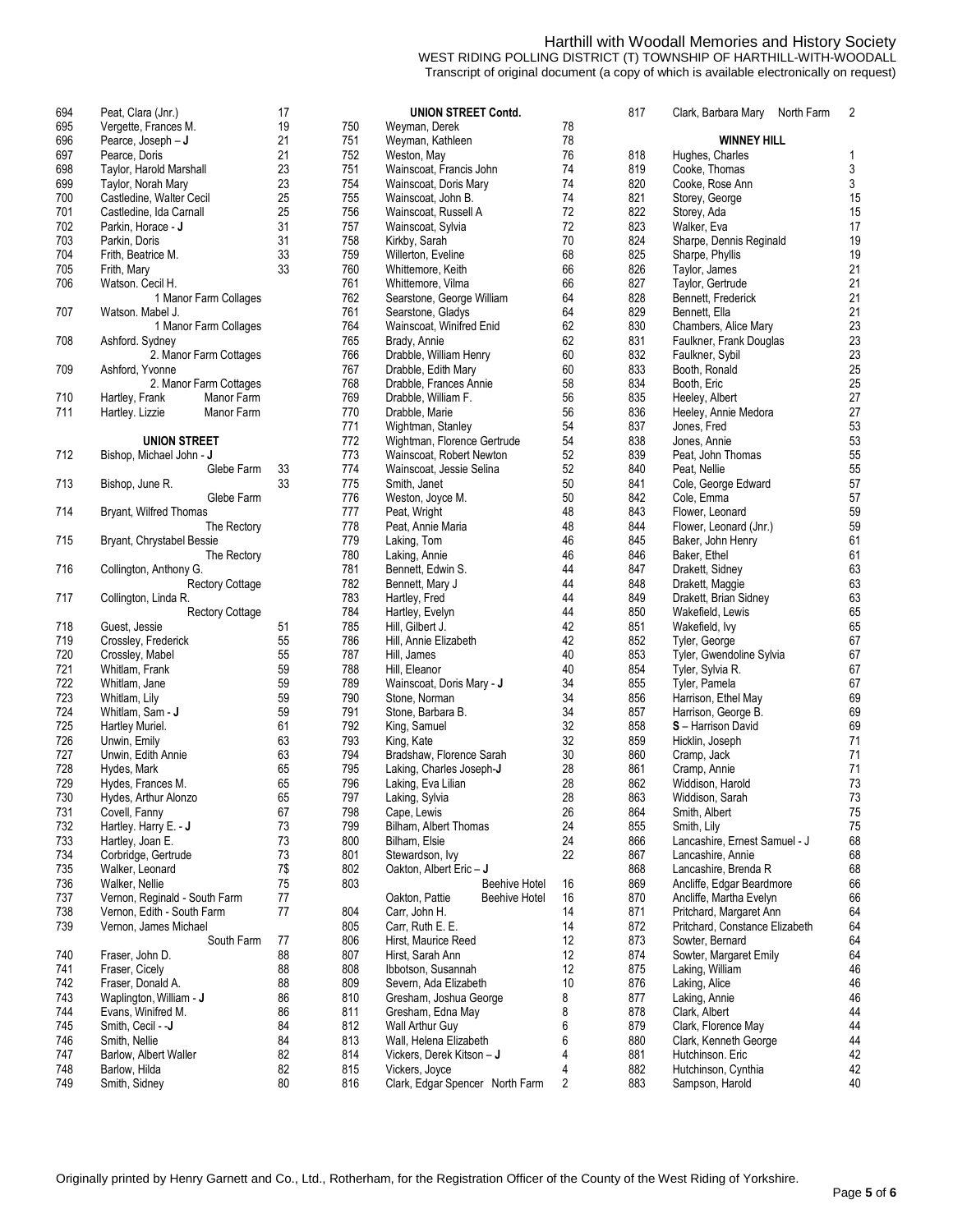Harthill with Woodall Memories and History Society
WEST RIDING POLLING DISTRICT (T) TOWNSHIP OF HARTHILL-WITH-WOODALL
Transcript of original document (a copy of which is available electronically on request)

| No. | Name | House |
|---|---|---|
| 694 | Peat, Clara (Jnr.) | 17 |
| 695 | Vergette, Frances M. | 19 |
| 696 | Pearce, Joseph – **J** | 21 |
| 697 | Pearce, Doris | 21 |
| 698 | Taylor, Harold Marshall | 23 |
| 699 | Taylor, Norah Mary | 23 |
| 700 | Castledine, Walter Cecil | 25 |
| 701 | Castledine, Ida Carnall | 25 |
| 702 | Parkin, Horace - **J** | 31 |
| 703 | Parkin, Doris | 31 |
| 704 | Frith, Beatrice M. | 33 |
| 705 | Frith, Mary | 33 |
| 706 | Watson. Cecil H. 1 Manor Farm Collages | |
| 707 | Watson. Mabel J. 1 Manor Farm Collages | |
| 708 | Ashford. Sydney 2. Manor Farm Cottages | |
| 709 | Ashford, Yvonne 2. Manor Farm Cottages | |
| 710 | Hartley, Frank Manor Farm | |
| 711 | Hartley. Lizzie Manor Farm | |

**UNION STREET**

| No. | Name | House |
|---|---|---|
| 712 | Bishop, Michael John - **J** Glebe Farm | 33 |
| 713 | Bishop, June R. Glebe Farm | 33 |
| 714 | Bryant, Wilfred Thomas The Rectory | |
| 715 | Bryant, Chrystabel Bessie The Rectory | |
| 716 | Collington, Anthony G. Rectory Cottage | |
| 717 | Collington, Linda R. Rectory Cottage | |
| 718 | Guest, Jessie | 51 |
| 719 | Crossley, Frederick | 55 |
| 720 | Crossley, Mabel | 55 |
| 721 | Whitlam, Frank | 59 |
| 722 | Whitlam, Jane | 59 |
| 723 | Whitlam, Lily | 59 |
| 724 | Whitlam, Sam - **J** | 59 |
| 725 | Hartley Muriel. | 61 |
| 726 | Unwin, Emily | 63 |
| 727 | Unwin, Edith Annie | 63 |
| 728 | Hydes, Mark | 65 |
| 729 | Hydes, Frances M. | 65 |
| 730 | Hydes, Arthur Alonzo | 65 |
| 731 | Covell, Fanny | 67 |
| 732 | Hartley. Harry E. - **J** | 73 |
| 733 | Hartley, Joan E. | 73 |
| 734 | Corbridge, Gertrude | 73 |
| 735 | Walker, Leonard | 7$ |
| 736 | Walker, Nellie | 75 |
| 737 | Vernon, Reginald - South Farm | 77 |
| 738 | Vernon, Edith - South Farm | 77 |
| 739 | Vernon, James Michael South Farm | 77 |
| 740 | Fraser, John D. | 88 |
| 741 | Fraser, Cicely | 88 |
| 742 | Fraser, Donald A. | 88 |
| 743 | Waplington, William - **J** | 86 |
| 744 | Evans, Winifred M. | 86 |
| 745 | Smith, Cecil - -**J** | 84 |
| 746 | Smith, Nellie | 84 |
| 747 | Barlow, Albert Waller | 82 |
| 748 | Barlow, Hilda | 82 |
| 749 | Smith, Sidney | 80 |

**UNION STREET Contd.**

| No. | Name | House |
|---|---|---|
| 750 | Weyman, Derek | 78 |
| 751 | Weyman, Kathleen | 78 |
| 752 | Weston, May | 76 |
| 751 | Wainscoat, Francis John | 74 |
| 754 | Wainscoat, Doris Mary | 74 |
| 755 | Wainscoat, John B. | 74 |
| 756 | Wainscoat, Russell A | 72 |
| 757 | Wainscoat, Sylvia | 72 |
| 758 | Kirkby, Sarah | 70 |
| 759 | Willerton, Eveline | 68 |
| 760 | Whittemore, Keith | 66 |
| 761 | Whittemore, Vilma | 66 |
| 762 | Searstone, George William | 64 |
| 761 | Searstone, Gladys | 64 |
| 764 | Wainscoat, Winifred Enid | 62 |
| 765 | Brady, Annie | 62 |
| 766 | Drabble, William Henry | 60 |
| 767 | Drabble, Edith Mary | 60 |
| 768 | Drabble, Frances Annie | 58 |
| 769 | Drabble, William F. | 56 |
| 770 | Drabble, Marie | 56 |
| 771 | Wightman, Stanley | 54 |
| 772 | Wightman, Florence Gertrude | 54 |
| 773 | Wainscoat, Robert Newton | 52 |
| 774 | Wainscoat, Jessie Selina | 52 |
| 775 | Smith, Janet | 50 |
| 776 | Weston, Joyce M. | 50 |
| 777 | Peat, Wright | 48 |
| 778 | Peat, Annie Maria | 48 |
| 779 | Laking, Tom | 46 |
| 780 | Laking, Annie | 46 |
| 781 | Bennett, Edwin S. | 44 |
| 782 | Bennett, Mary J | 44 |
| 783 | Hartley, Fred | 44 |
| 784 | Hartley, Evelyn | 44 |
| 785 | Hill, Gilbert J. | 42 |
| 786 | Hill, Annie Elizabeth | 42 |
| 787 | Hill, James | 40 |
| 788 | Hill, Eleanor | 40 |
| 789 | Wainscoat, Doris Mary - **J** | 34 |
| 790 | Stone, Norman | 34 |
| 791 | Stone, Barbara B. | 34 |
| 792 | King, Samuel | 32 |
| 793 | King, Kate | 32 |
| 794 | Bradshaw, Florence Sarah | 30 |
| 795 | Laking, Charles Joseph-**J** | 28 |
| 796 | Laking, Eva Lilian | 28 |
| 797 | Laking, Sylvia | 28 |
| 798 | Cape, Lewis | 26 |
| 799 | Bilham, Albert Thomas | 24 |
| 800 | Bilham, Elsie | 24 |
| 801 | Stewardson, Ivy | 22 |
| 802 | Oakton, Albert Eric – **J** | |
| 803 | Beehive Hotel | 16 |
| | Oakton, Pattie Beehive Hotel | 16 |
| 804 | Carr, John H. | 14 |
| 805 | Carr, Ruth E. E. | 14 |
| 806 | Hirst, Maurice Reed | 12 |
| 807 | Hirst, Sarah Ann | 12 |
| 808 | Ibbotson, Susannah | 12 |
| 809 | Severn, Ada Elizabeth | 10 |
| 810 | Gresham, Joshua George | 8 |
| 811 | Gresham, Edna May | 8 |
| 812 | Wall Arthur Guy | 6 |
| 813 | Wall, Helena Elizabeth | 6 |
| 814 | Vickers, Derek Kitson – **J** | 4 |
| 815 | Vickers, Joyce | 4 |
| 816 | Clark, Edgar Spencer North Farm | 2 |
| 817 | Clark, Barbara Mary North Farm | 2 |

**WINNEY HILL**

| No. | Name | House |
|---|---|---|
| 818 | Hughes, Charles | 1 |
| 819 | Cooke, Thomas | 3 |
| 820 | Cooke, Rose Ann | 3 |
| 821 | Storey, George | 15 |
| 822 | Storey, Ada | 15 |
| 823 | Walker, Eva | 17 |
| 824 | Sharpe, Dennis Reginald | 19 |
| 825 | Sharpe, Phyllis | 19 |
| 826 | Taylor, James | 21 |
| 827 | Taylor, Gertrude | 21 |
| 828 | Bennett, Frederick | 21 |
| 829 | Bennett, Ella | 21 |
| 830 | Chambers, Alice Mary | 23 |
| 831 | Faulkner, Frank Douglas | 23 |
| 832 | Faulkner, Sybil | 23 |
| 833 | Booth, Ronald | 25 |
| 834 | Booth, Eric | 25 |
| 835 | Heeley, Albert | 27 |
| 836 | Heeley, Annie Medora | 27 |
| 837 | Jones, Fred | 53 |
| 838 | Jones, Annie | 53 |
| 839 | Peat, John Thomas | 55 |
| 840 | Peat, Nellie | 55 |
| 841 | Cole, George Edward | 57 |
| 842 | Cole, Emma | 57 |
| 843 | Flower, Leonard | 59 |
| 844 | Flower, Leonard (Jnr.) | 59 |
| 845 | Baker, John Henry | 61 |
| 846 | Baker, Ethel | 61 |
| 847 | Drakett, Sidney | 63 |
| 848 | Drakett, Maggie | 63 |
| 849 | Drakett, Brian Sidney | 63 |
| 850 | Wakefield, Lewis | 65 |
| 851 | Wakefield, Ivy | 65 |
| 852 | Tyler, George | 67 |
| 853 | Tyler, Gwendoline Sylvia | 67 |
| 854 | Tyler, Sylvia R. | 67 |
| 855 | Tyler, Pamela | 67 |
| 856 | Harrison, Ethel May | 69 |
| 857 | Harrison, George B. | 69 |
| 858 | **S** – Harrison David | 69 |
| 859 | Hicklin, Joseph | 71 |
| 860 | Cramp, Jack | 71 |
| 861 | Cramp, Annie | 71 |
| 862 | Widdison, Harold | 73 |
| 863 | Widdison, Sarah | 73 |
| 864 | Smith, Albert | 75 |
| 855 | Smith, Lily | 75 |
| 866 | Lancashire, Ernest Samuel - J | 68 |
| 867 | Lancashire, Annie | 68 |
| 868 | Lancashire, Brenda R | 68 |
| 869 | Ancliffe, Edgar Beardmore | 66 |
| 870 | Ancliffe, Martha Evelyn | 66 |
| 871 | Pritchard, Margaret Ann | 64 |
| 872 | Pritchard, Constance Elizabeth | 64 |
| 873 | Sowter, Bernard | 64 |
| 874 | Sowter, Margaret Emily | 64 |
| 875 | Laking, William | 46 |
| 876 | Laking, Alice | 46 |
| 877 | Laking, Annie | 46 |
| 878 | Clark, Albert | 44 |
| 879 | Clark, Florence May | 44 |
| 880 | Clark, Kenneth George | 44 |
| 881 | Hutchinson. Eric | 42 |
| 882 | Hutchinson, Cynthia | 42 |
| 883 | Sampson, Harold | 40 |

Originally printed by Henry Garnett and Co., Ltd., Rotherham, for the Registration Officer of the County of the West Riding of Yorkshire.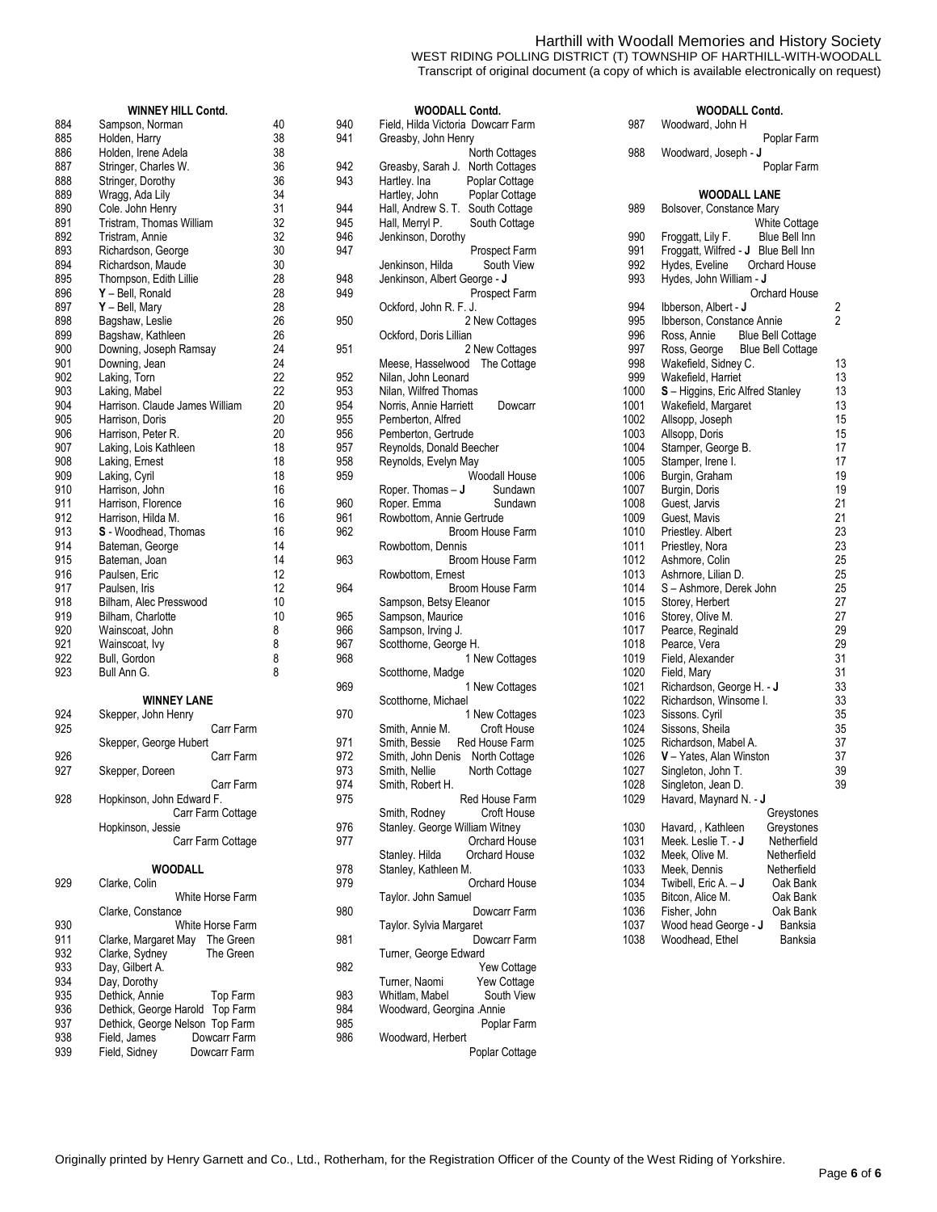# Harthill with Woodall Memories and History Society

WEST RIDING POLLING DISTRICT (T) TOWNSHIP OF HARTHILL-WITH-WOODALL

Transcript of original document (a copy of which is available electronically on request)

### WINNEY HILL Contd.

| | | |
|---|---|---|
| 884 | Sampson, Norman | 40 |
| 885 | Holden, Harry | 38 |
| 886 | Holden, Irene Adela | 38 |
| 887 | Stringer, Charles W. | 36 |
| 888 | Stringer, Dorothy | 36 |
| 889 | Wragg, Ada Lily | 34 |
| 890 | Cole. John Henry | 31 |
| 891 | Tristram, Thomas William | 32 |
| 892 | Tristram, Annie | 32 |
| 893 | Richardson, George | 30 |
| 894 | Richardson, Maude | 30 |
| 895 | Thornpson, Edith Lillie | 28 |
| 896 | **Y** – Bell, Ronald | 28 |
| 897 | **Y** – Bell, Mary | 28 |
| 898 | Bagshaw, Leslie | 26 |
| 899 | Bagshaw, Kathleen | 26 |
| 900 | Downing, Joseph Ramsay | 24 |
| 901 | Downing, Jean | 24 |
| 902 | Laking, Torn | 22 |
| 903 | Laking, Mabel | 22 |
| 904 | Harrison. Claude James William | 20 |
| 905 | Harrison, Doris | 20 |
| 906 | Harrison, Peter R. | 20 |
| 907 | Laking, Lois Kathleen | 18 |
| 908 | Laking, Ernest | 18 |
| 909 | Laking, Cyril | 18 |
| 910 | Harrison, John | 16 |
| 911 | Harrison, Florence | 16 |
| 912 | Harrison, Hilda M. | 16 |
| 913 | **S** - Woodhead, Thomas | 16 |
| 914 | Bateman, George | 14 |
| 915 | Bateman, Joan | 14 |
| 916 | Paulsen, Eric | 12 |
| 917 | Paulsen, Iris | 12 |
| 918 | Bilham, Alec Presswood | 10 |
| 919 | Bilham, Charlotte | 10 |
| 920 | Wainscoat, John | 8 |
| 921 | Wainscoat, Ivy | 8 |
| 922 | Bull, Gordon | 8 |
| 923 | Bull Ann G. | 8 |

### WINNEY LANE

| | | |
|---|---|---|
| 924 | Skepper, John Henry | |
| 925 | | Carr Farm |
| | Skepper, George Hubert | |
| 926 | | Carr Farm |
| 927 | Skepper, Doreen | |
| | | Carr Farm |
| 928 | Hopkinson, John Edward F. | |
| | | Carr Farm Cottage |
| | Hopkinson, Jessie | |
| | | Carr Farm Cottage |

### WOODALL

| | | |
|---|---|---|
| 929 | Clarke, Colin | |
| | | White Horse Farm |
| | Clarke, Constance | |
| 930 | | White Horse Farm |
| 911 | Clarke, Margaret May | The Green |
| 932 | Clarke, Sydney | The Green |
| 933 | Day, Gilbert A. | |
| 934 | Day, Dorothy | |
| 935 | Dethick, Annie | Top Farm |
| 936 | Dethick, George Harold | Top Farm |
| 937 | Dethick, George Nelson | Top Farm |
| 938 | Field, James | Dowcarr Farm |
| 939 | Field, Sidney | Dowcarr Farm |

### WOODALL Contd.

| | | |
|---|---|---|
| 940 | Field, Hilda Victoria | Dowcarr Farm |
| 941 | Greasby, John Henry | |
| | | North Cottages |
| 942 | Greasby, Sarah J. | North Cottages |
| 943 | Hartley. Ina | Poplar Cottage |
| | Hartley, John | Poplar Cottage |
| 944 | Hall, Andrew S. T. | South Cottage |
| 945 | Hall, Merryl P. | South Cottage |
| 946 | Jenkinson, Dorothy | |
| 947 | | Prospect Farm |
| | Jenkinson, Hilda | South View |
| 948 | Jenkinson, Albert George - **J** | |
| 949 | | Prospect Farm |
| | Ockford, John R. F. J. | |
| 950 | | 2 New Cottages |
| | Ockford, Doris Lillian | |
| 951 | | 2 New Cottages |
| | Meese, Hasselwood | The Cottage |
| 952 | Nilan, John Leonard | |
| 953 | Nilan, Wilfred Thomas | |
| 954 | Norris, Annie Harriett | Dowcarr |
| 955 | Pemberton, Alfred | |
| 956 | Pemberton, Gertrude | |
| 957 | Reynolds, Donald Beecher | |
| 958 | Reynolds, Evelyn May | |
| 959 | | Woodall House |
| | Roper. Thomas – **J** | Sundawn |
| 960 | Roper. Emma | Sundawn |
| 961 | Rowbottom, Annie Gertrude | |
| 962 | | Broom House Farm |
| | Rowbottom, Dennis | |
| 963 | | Broom House Farm |
| | Rowbottom, Ernest | |
| 964 | | Broom House Farm |
| | Sampson, Betsy Eleanor | |
| 965 | Sampson, Maurice | |
| 966 | Sampson, Irving J. | |
| 967 | Scotthorne, George H. | |
| 968 | | 1 New Cottages |
| | Scotthorne, Madge | |
| 969 | | 1 New Cottages |
| | Scotthorne, Michael | |
| 970 | | 1 New Cottages |
| | Smith, Annie M. | Croft House |
| 971 | Smith, Bessie | Red House Farm |
| 972 | Smith, John Denis | North Cottage |
| 973 | Smith, Nellie | North Cottage |
| 974 | Smith, Robert H. | |
| 975 | | Red House Farm |
| | Smith, Rodney | Croft House |
| 976 | Stanley. George William Witney | |
| 977 | | Orchard House |
| | Stanley. Hilda | Orchard House |
| 978 | Stanley, Kathleen M. | |
| 979 | | Orchard House |
| | Taylor. John Samuel | |
| 980 | | Dowcarr Farm |
| | Taylor. Sylvia Margaret | |
| 981 | | Dowcarr Farm |
| | Turner, George Edward | |
| 982 | | Yew Cottage |
| | Turner, Naomi | Yew Cottage |
| 983 | Whitlam, Mabel | South View |
| 984 | Woodward, Georgina .Annie | |
| 985 | | Poplar Farm |
| 986 | Woodward, Herbert | |
| | | Poplar Cottage |
| 987 | Woodward, John H | |
| | | Poplar Farm |
| 988 | Woodward, Joseph - **J** | |
| | | Poplar Farm |

### WOODALL LANE

| | | | |
|---|---|---|---|
| 989 | Bolsover, Constance Mary | | |
| | | White Cottage | |
| 990 | Froggatt, Lily F. | Blue Bell Inn | |
| 991 | Froggatt, Wilfred - **J** | Blue Bell Inn | |
| 992 | Hydes, Eveline | Orchard House | |
| 993 | Hydes, John William - **J** | | |
| | | Orchard House | |
| 994 | Ibberson, Albert - **J** | | 2 |
| 995 | Ibberson, Constance Annie | | 2 |
| 996 | Ross, Annie | Blue Bell Cottage | |
| 997 | Ross, George | Blue Bell Cottage | |
| 998 | Wakefield, Sidney C. | | 13 |
| 999 | Wakefield, Harriet | | 13 |
| 1000 | **S** – Higgins, Eric Alfred Stanley | | 13 |
| 1001 | Wakefield, Margaret | | 13 |
| 1002 | Allsopp, Joseph | | 15 |
| 1003 | Allsopp, Doris | | 15 |
| 1004 | Stamper, George B. | | 17 |
| 1005 | Stamper, Irene I. | | 17 |
| 1006 | Burgin, Graham | | 19 |
| 1007 | Burgin, Doris | | 19 |
| 1008 | Guest, Jarvis | | 21 |
| 1009 | Guest, Mavis | | 21 |
| 1010 | Priestley. Albert | | 23 |
| 1011 | Priestley, Nora | | 23 |
| 1012 | Ashmore, Colin | | 25 |
| 1013 | Ashrnore, Lilian D. | | 25 |
| 1014 | S – Ashmore, Derek John | | 25 |
| 1015 | Storey, Herbert | | 27 |
| 1016 | Storey, Olive M. | | 27 |
| 1017 | Pearce, Reginald | | 29 |
| 1018 | Pearce, Vera | | 29 |
| 1019 | Field, Alexander | | 31 |
| 1020 | Field, Mary | | 31 |
| 1021 | Richardson, George H. - **J** | | 33 |
| 1022 | Richardson, Winsome I. | | 33 |
| 1023 | Sissons. Cyril | | 35 |
| 1024 | Sissons, Sheila | | 35 |
| 1025 | Richardson, Mabel A. | | 37 |
| 1026 | **V** – Yates, Alan Winston | | 37 |
| 1027 | Singleton, John T. | | 39 |
| 1028 | Singleton, Jean D. | | 39 |
| 1029 | Havard, Maynard N. - **J** | | |
| | | Greystones | |
| 1030 | Havard, , Kathleen | Greystones | |
| 1031 | Meek. Leslie T. - **J** | Netherfield | |
| 1032 | Meek, Olive M. | Netherfield | |
| 1033 | Meek, Dennis | Netherfield | |
| 1034 | Twibell, Eric A. – **J** | Oak Bank | |
| 1035 | Bitcon, Alice M. | Oak Bank | |
| 1036 | Fisher, John | Oak Bank | |
| 1037 | Wood head George - **J** | Banksia | |
| 1038 | Woodhead, Ethel | Banksia | |

Originally printed by Henry Garnett and Co., Ltd., Rotherham, for the Registration Officer of the County of the West Riding of Yorkshire.